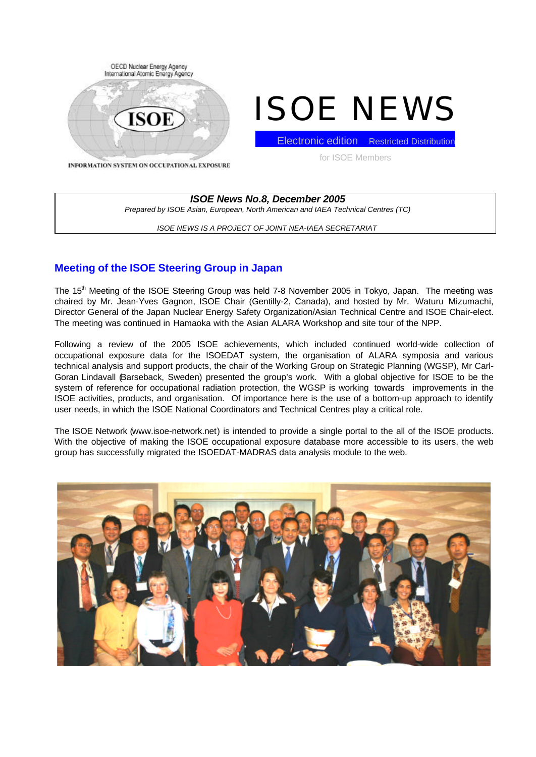OECD Nuclear Energy Agency
International Atomic Energy Agency

ISOE

INFORMATION SYSTEM ON OCCUPATIONAL EXPOSURE

# ISOE NEWS

Electronic edition    Restricted Distribution

for ISOE Members

***ISOE News No.8, December 2005***

*Prepared by ISOE Asian, European, North American and IAEA Technical Centres (TC)*

*ISOE NEWS IS A PROJECT OF JOINT NEA-IAEA SECRETARIAT*

## Meeting of the ISOE Steering Group in Japan

The 15th Meeting of the ISOE Steering Group was held 7-8 November 2005 in Tokyo, Japan. The meeting was chaired by Mr. Jean-Yves Gagnon, ISOE Chair (Gentilly-2, Canada), and hosted by Mr. Waturu Mizumachi, Director General of the Japan Nuclear Energy Safety Organization/Asian Technical Centre and ISOE Chair-elect. The meeting was continued in Hamaoka with the Asian ALARA Workshop and site tour of the NPP.

Following a review of the 2005 ISOE achievements, which included continued world-wide collection of occupational exposure data for the ISOEDAT system, the organisation of ALARA symposia and various technical analysis and support products, the chair of the Working Group on Strategic Planning (WGSP), Mr Carl-Goran Lindavall (Barseback, Sweden) presented the group's work. With a global objective for ISOE to be the system of reference for occupational radiation protection, the WGSP is working towards improvements in the ISOE activities, products, and organisation. Of importance here is the use of a bottom-up approach to identify user needs, in which the ISOE National Coordinators and Technical Centres play a critical role.

The ISOE Network (www.isoe-network.net) is intended to provide a single portal to the all of the ISOE products. With the objective of making the ISOE occupational exposure database more accessible to its users, the web group has successfully migrated the ISOEDAT-MADRAS data analysis module to the web.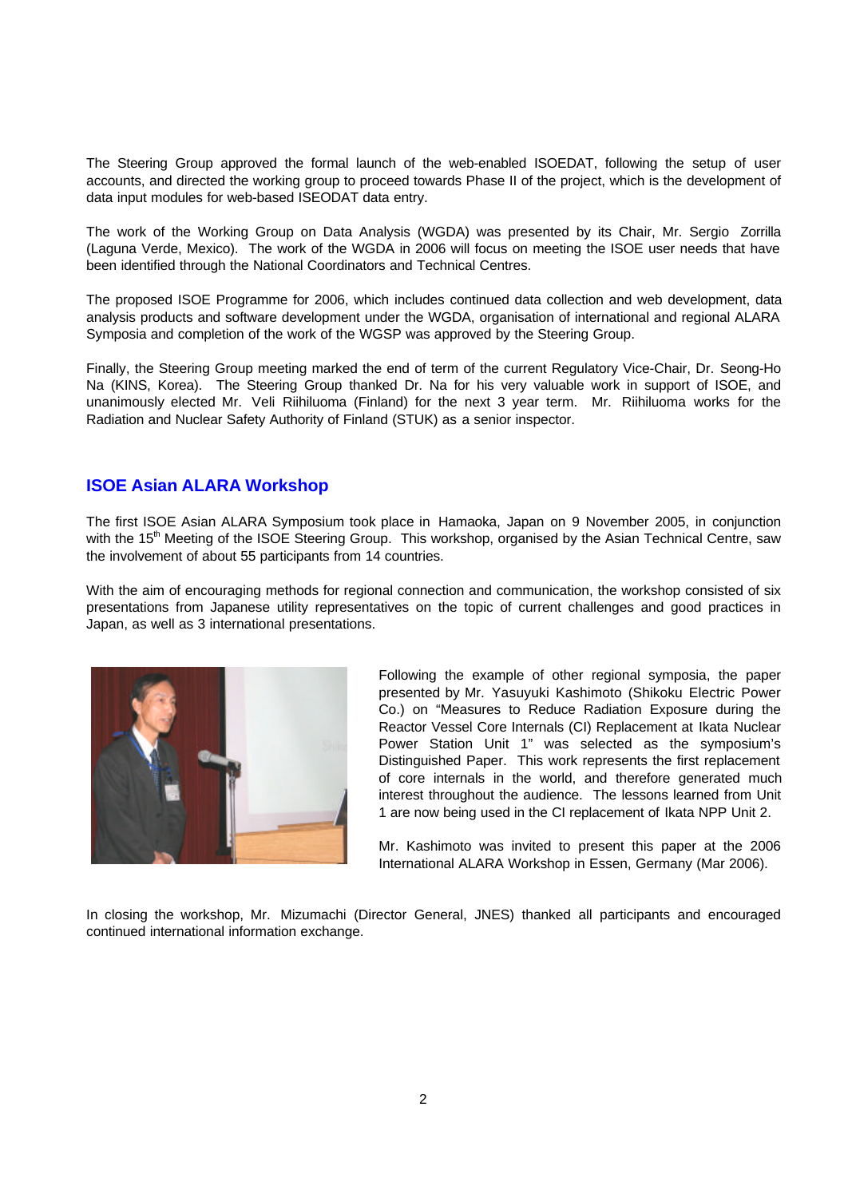The Steering Group approved the formal launch of the web-enabled ISOEDAT, following the setup of user accounts, and directed the working group to proceed towards Phase II of the project, which is the development of data input modules for web-based ISEODAT data entry.

The work of the Working Group on Data Analysis (WGDA) was presented by its Chair, Mr. Sergio Zorrilla (Laguna Verde, Mexico). The work of the WGDA in 2006 will focus on meeting the ISOE user needs that have been identified through the National Coordinators and Technical Centres.

The proposed ISOE Programme for 2006, which includes continued data collection and web development, data analysis products and software development under the WGDA, organisation of international and regional ALARA Symposia and completion of the work of the WGSP was approved by the Steering Group.

Finally, the Steering Group meeting marked the end of term of the current Regulatory Vice-Chair, Dr. Seong-Ho Na (KINS, Korea). The Steering Group thanked Dr. Na for his very valuable work in support of ISOE, and unanimously elected Mr. Veli Riihiluoma (Finland) for the next 3 year term. Mr. Riihiluoma works for the Radiation and Nuclear Safety Authority of Finland (STUK) as a senior inspector.

## ISOE Asian ALARA Workshop

The first ISOE Asian ALARA Symposium took place in Hamaoka, Japan on 9 November 2005, in conjunction with the 15th Meeting of the ISOE Steering Group. This workshop, organised by the Asian Technical Centre, saw the involvement of about 55 participants from 14 countries.

With the aim of encouraging methods for regional connection and communication, the workshop consisted of six presentations from Japanese utility representatives on the topic of current challenges and good practices in Japan, as well as 3 international presentations.

Following the example of other regional symposia, the paper presented by Mr. Yasuyuki Kashimoto (Shikoku Electric Power Co.) on "Measures to Reduce Radiation Exposure during the Reactor Vessel Core Internals (CI) Replacement at Ikata Nuclear Power Station Unit 1" was selected as the symposium's Distinguished Paper. This work represents the first replacement of core internals in the world, and therefore generated much interest throughout the audience. The lessons learned from Unit 1 are now being used in the CI replacement of Ikata NPP Unit 2.

Mr. Kashimoto was invited to present this paper at the 2006 International ALARA Workshop in Essen, Germany (Mar 2006).

In closing the workshop, Mr. Mizumachi (Director General, JNES) thanked all participants and encouraged continued international information exchange.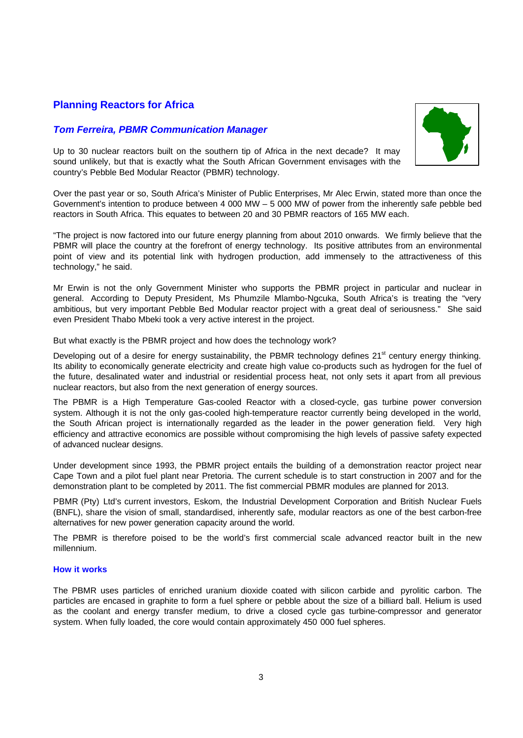## Planning Reactors for Africa

### *Tom Ferreira, PBMR Communication Manager*

Up to 30 nuclear reactors built on the southern tip of Africa in the next decade? It may sound unlikely, but that is exactly what the South African Government envisages with the country's Pebble Bed Modular Reactor (PBMR) technology.

Over the past year or so, South Africa's Minister of Public Enterprises, Mr Alec Erwin, stated more than once the Government's intention to produce between 4 000 MW – 5 000 MW of power from the inherently safe pebble bed reactors in South Africa. This equates to between 20 and 30 PBMR reactors of 165 MW each.

"The project is now factored into our future energy planning from about 2010 onwards. We firmly believe that the PBMR will place the country at the forefront of energy technology. Its positive attributes from an environmental point of view and its potential link with hydrogen production, add immensely to the attractiveness of this technology," he said.

Mr Erwin is not the only Government Minister who supports the PBMR project in particular and nuclear in general. According to Deputy President, Ms Phumzile Mlambo-Ngcuka, South Africa's is treating the "very ambitious, but very important Pebble Bed Modular reactor project with a great deal of seriousness." She said even President Thabo Mbeki took a very active interest in the project.

But what exactly is the PBMR project and how does the technology work?

Developing out of a desire for energy sustainability, the PBMR technology defines 21st century energy thinking. Its ability to economically generate electricity and create high value co-products such as hydrogen for the fuel of the future, desalinated water and industrial or residential process heat, not only sets it apart from all previous nuclear reactors, but also from the next generation of energy sources.

The PBMR is a High Temperature Gas-cooled Reactor with a closed-cycle, gas turbine power conversion system. Although it is not the only gas-cooled high-temperature reactor currently being developed in the world, the South African project is internationally regarded as the leader in the power generation field. Very high efficiency and attractive economics are possible without compromising the high levels of passive safety expected of advanced nuclear designs.

Under development since 1993, the PBMR project entails the building of a demonstration reactor project near Cape Town and a pilot fuel plant near Pretoria. The current schedule is to start construction in 2007 and for the demonstration plant to be completed by 2011. The fist commercial PBMR modules are planned for 2013.

PBMR (Pty) Ltd's current investors, Eskom, the Industrial Development Corporation and British Nuclear Fuels (BNFL), share the vision of small, standardised, inherently safe, modular reactors as one of the best carbon-free alternatives for new power generation capacity around the world.

The PBMR is therefore poised to be the world's first commercial scale advanced reactor built in the new millennium.

#### How it works

The PBMR uses particles of enriched uranium dioxide coated with silicon carbide and pyrolitic carbon. The particles are encased in graphite to form a fuel sphere or pebble about the size of a billiard ball. Helium is used as the coolant and energy transfer medium, to drive a closed cycle gas turbine-compressor and generator system. When fully loaded, the core would contain approximately 450 000 fuel spheres.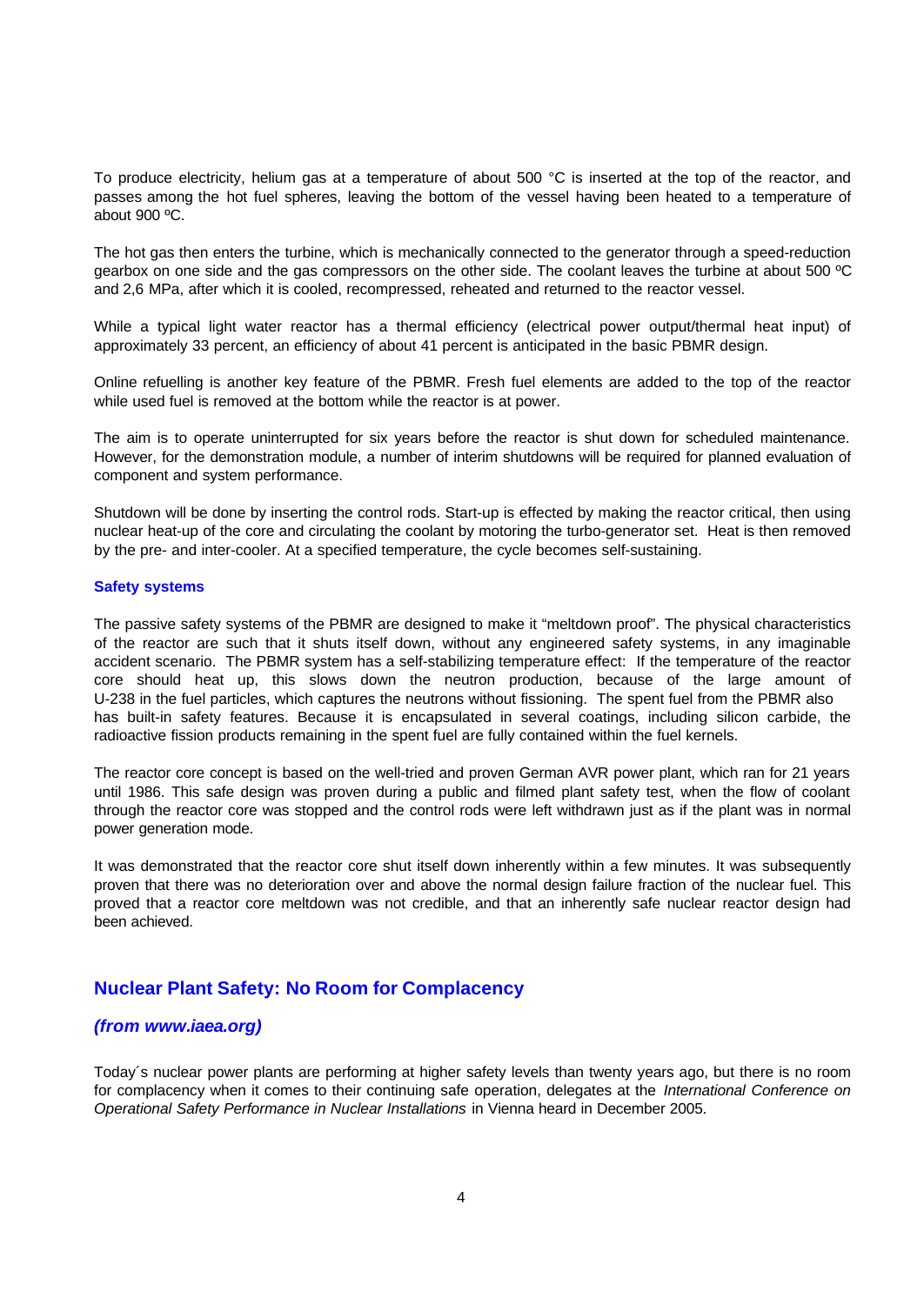To produce electricity, helium gas at a temperature of about 500 °C is inserted at the top of the reactor, and passes among the hot fuel spheres, leaving the bottom of the vessel having been heated to a temperature of about 900 ºC.

The hot gas then enters the turbine, which is mechanically connected to the generator through a speed-reduction gearbox on one side and the gas compressors on the other side. The coolant leaves the turbine at about 500 ºC and 2,6 MPa, after which it is cooled, recompressed, reheated and returned to the reactor vessel.

While a typical light water reactor has a thermal efficiency (electrical power output/thermal heat input) of approximately 33 percent, an efficiency of about 41 percent is anticipated in the basic PBMR design.

Online refuelling is another key feature of the PBMR. Fresh fuel elements are added to the top of the reactor while used fuel is removed at the bottom while the reactor is at power.

The aim is to operate uninterrupted for six years before the reactor is shut down for scheduled maintenance. However, for the demonstration module, a number of interim shutdowns will be required for planned evaluation of component and system performance.

Shutdown will be done by inserting the control rods. Start-up is effected by making the reactor critical, then using nuclear heat-up of the core and circulating the coolant by motoring the turbo-generator set. Heat is then removed by the pre- and inter-cooler. At a specified temperature, the cycle becomes self-sustaining.

**Safety systems**

The passive safety systems of the PBMR are designed to make it "meltdown proof". The physical characteristics of the reactor are such that it shuts itself down, without any engineered safety systems, in any imaginable accident scenario. The PBMR system has a self-stabilizing temperature effect: If the temperature of the reactor core should heat up, this slows down the neutron production, because of the large amount of U-238 in the fuel particles, which captures the neutrons without fissioning. The spent fuel from the PBMR also has built-in safety features. Because it is encapsulated in several coatings, including silicon carbide, the radioactive fission products remaining in the spent fuel are fully contained within the fuel kernels.

The reactor core concept is based on the well-tried and proven German AVR power plant, which ran for 21 years until 1986. This safe design was proven during a public and filmed plant safety test, when the flow of coolant through the reactor core was stopped and the control rods were left withdrawn just as if the plant was in normal power generation mode.

It was demonstrated that the reactor core shut itself down inherently within a few minutes. It was subsequently proven that there was no deterioration over and above the normal design failure fraction of the nuclear fuel. This proved that a reactor core meltdown was not credible, and that an inherently safe nuclear reactor design had been achieved.

## Nuclear Plant Safety: No Room for Complacency

***(from www.iaea.org)***

Today´s nuclear power plants are performing at higher safety levels than twenty years ago, but there is no room for complacency when it comes to their continuing safe operation, delegates at the *International Conference on Operational Safety Performance in Nuclear Installations* in Vienna heard in December 2005.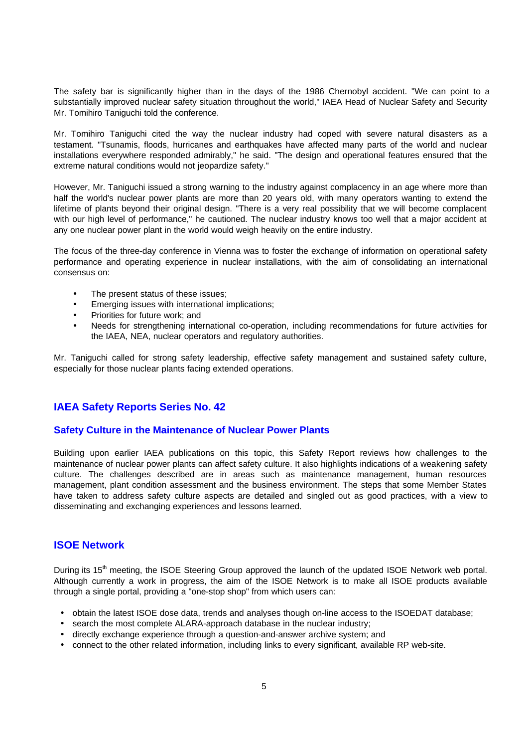The safety bar is significantly higher than in the days of the 1986 Chernobyl accident. "We can point to a substantially improved nuclear safety situation throughout the world," IAEA Head of Nuclear Safety and Security Mr. Tomihiro Taniguchi told the conference.

Mr. Tomihiro Taniguchi cited the way the nuclear industry had coped with severe natural disasters as a testament. "Tsunamis, floods, hurricanes and earthquakes have affected many parts of the world and nuclear installations everywhere responded admirably," he said. "The design and operational features ensured that the extreme natural conditions would not jeopardize safety."

However, Mr. Taniguchi issued a strong warning to the industry against complacency in an age where more than half the world's nuclear power plants are more than 20 years old, with many operators wanting to extend the lifetime of plants beyond their original design. "There is a very real possibility that we will become complacent with our high level of performance," he cautioned. The nuclear industry knows too well that a major accident at any one nuclear power plant in the world would weigh heavily on the entire industry.

The focus of the three-day conference in Vienna was to foster the exchange of information on operational safety performance and operating experience in nuclear installations, with the aim of consolidating an international consensus on:

- The present status of these issues;
- Emerging issues with international implications;
- Priorities for future work; and
- Needs for strengthening international co-operation, including recommendations for future activities for the IAEA, NEA, nuclear operators and regulatory authorities.

Mr. Taniguchi called for strong safety leadership, effective safety management and sustained safety culture, especially for those nuclear plants facing extended operations.

## IAEA Safety Reports Series No. 42

### Safety Culture in the Maintenance of Nuclear Power Plants

Building upon earlier IAEA publications on this topic, this Safety Report reviews how challenges to the maintenance of nuclear power plants can affect safety culture. It also highlights indications of a weakening safety culture. The challenges described are in areas such as maintenance management, human resources management, plant condition assessment and the business environment. The steps that some Member States have taken to address safety culture aspects are detailed and singled out as good practices, with a view to disseminating and exchanging experiences and lessons learned.

## ISOE Network

During its 15th meeting, the ISOE Steering Group approved the launch of the updated ISOE Network web portal. Although currently a work in progress, the aim of the ISOE Network is to make all ISOE products available through a single portal, providing a "one-stop shop" from which users can:

- obtain the latest ISOE dose data, trends and analyses though on-line access to the ISOEDAT database;
- search the most complete ALARA-approach database in the nuclear industry;
- directly exchange experience through a question-and-answer archive system; and
- connect to the other related information, including links to every significant, available RP web-site.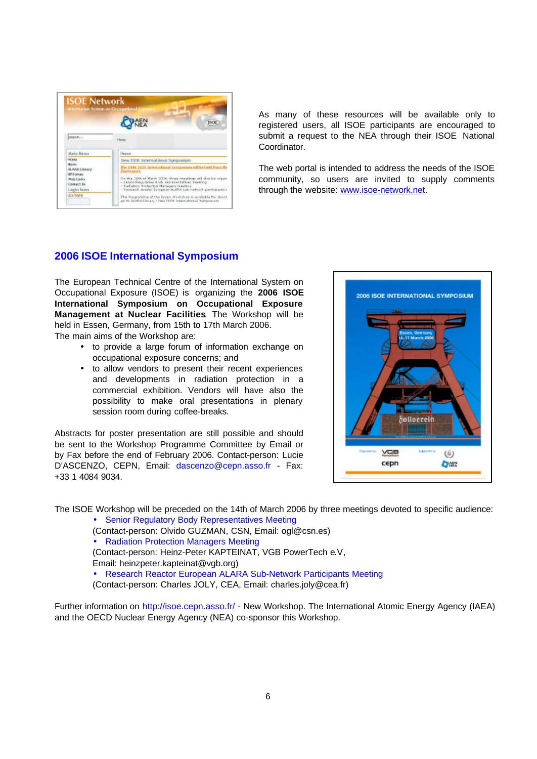As many of these resources will be available only to registered users, all ISOE participants are encouraged to submit a request to the NEA through their ISOE National Coordinator.

The web portal is intended to address the needs of the ISOE community, so users are invited to supply comments through the website: www.isoe-network.net.

## 2006 ISOE International Symposium

The European Technical Centre of the International System on Occupational Exposure (ISOE) is organizing the **2006 ISOE International Symposium on Occupational Exposure Management at Nuclear Facilities**. The Workshop will be held in Essen, Germany, from 15th to 17th March 2006.

The main aims of the Workshop are:

- to provide a large forum of information exchange on occupational exposure concerns; and
- to allow vendors to present their recent experiences and developments in radiation protection in a commercial exhibition. Vendors will have also the possibility to make oral presentations in plenary session room during coffee-breaks.

Abstracts for poster presentation are still possible and should be sent to the Workshop Programme Committee by Email or by Fax before the end of February 2006. Contact-person: Lucie D'ASCENZO, CEPN, Email: dascenzo@cepn.asso.fr - Fax: +33 1 4084 9034.

The ISOE Workshop will be preceded on the 14th of March 2006 by three meetings devoted to specific audience:

- Senior Regulatory Body Representatives Meeting
  (Contact-person: Olvido GUZMAN, CSN, Email: ogl@csn.es)
- Radiation Protection Managers Meeting
  (Contact-person: Heinz-Peter KAPTEINAT, VGB PowerTech e.V, Email: heinzpeter.kapteinat@vgb.org)
- Research Reactor European ALARA Sub-Network Participants Meeting
  (Contact-person: Charles JOLY, CEA, Email: charles.joly@cea.fr)

Further information on http://isoe.cepn.asso.fr/ - New Workshop. The International Atomic Energy Agency (IAEA) and the OECD Nuclear Energy Agency (NEA) co-sponsor this Workshop.